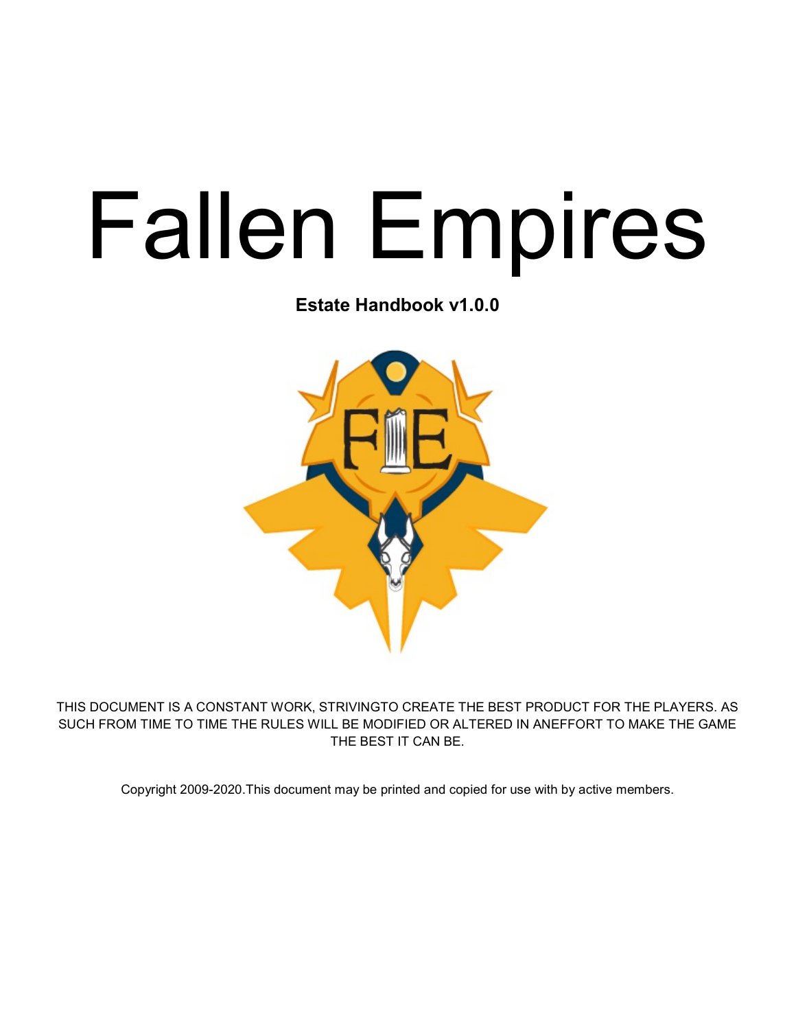# Fallen Empires

**Estate Handbook v1.0.0**

THIS DOCUMENT IS A CONSTANT WORK, STRIVINGTO CREATE THE BEST PRODUCT FOR THE PLAYERS. AS SUCH FROM TIME TO TIME THE RULES WILL BE MODIFIED OR ALTERED IN ANEFFORT TO MAKE THE GAME THE BEST IT CAN BE.

Copyright 2009-2020.This document may be printed and copied for use with by active members.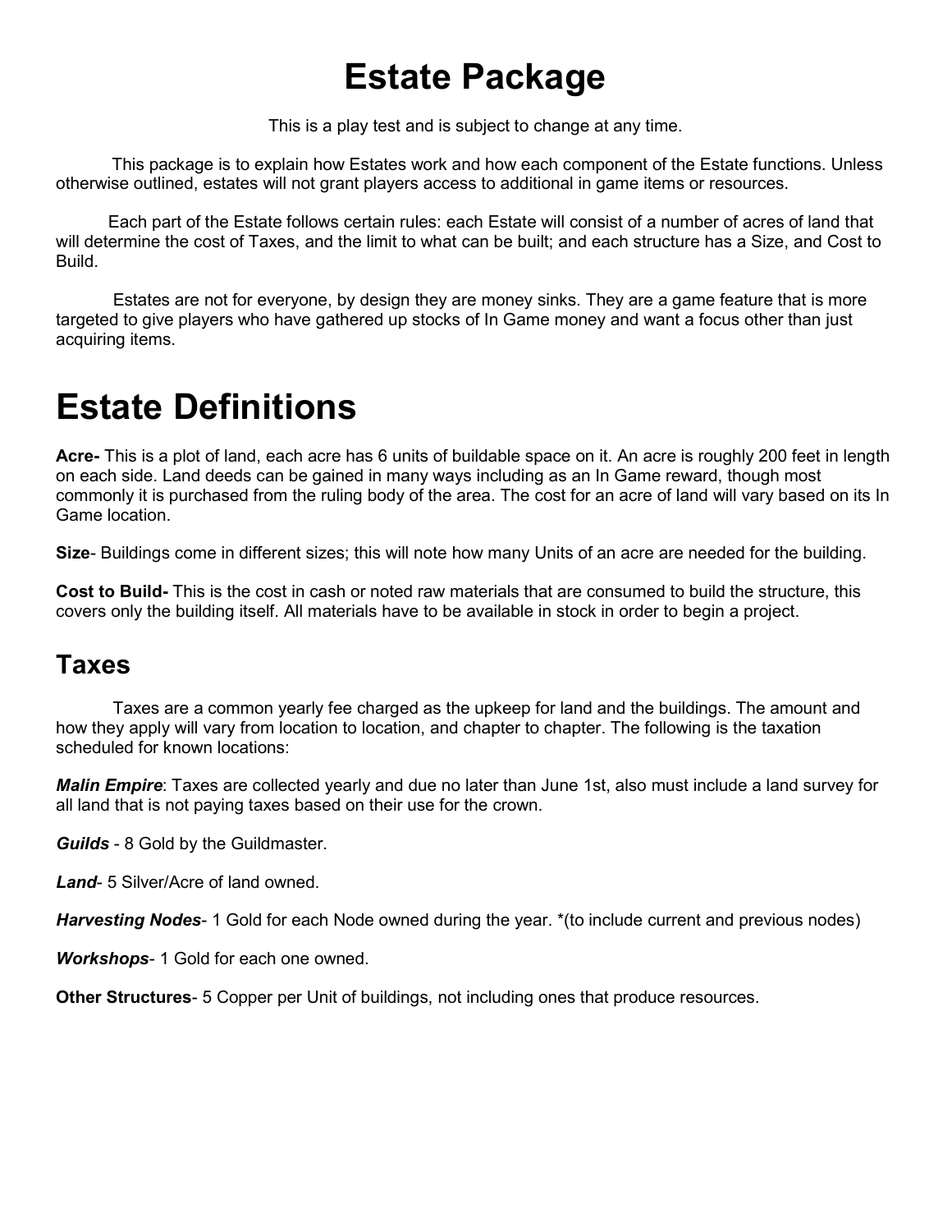# Estate Package

This is a play test and is subject to change at any time.

This package is to explain how Estates work and how each component of the Estate functions. Unless otherwise outlined, estates will not grant players access to additional in game items or resources.

Each part of the Estate follows certain rules: each Estate will consist of a number of acres of land that will determine the cost of Taxes, and the limit to what can be built; and each structure has a Size, and Cost to Build.

Estates are not for everyone, by design they are money sinks. They are a game feature that is more targeted to give players who have gathered up stocks of In Game money and want a focus other than just acquiring items.

# Estate Definitions

**Acre-** This is a plot of land, each acre has 6 units of buildable space on it. An acre is roughly 200 feet in length on each side. Land deeds can be gained in many ways including as an In Game reward, though most commonly it is purchased from the ruling body of the area. The cost for an acre of land will vary based on its In Game location.

**Size**- Buildings come in different sizes; this will note how many Units of an acre are needed for the building.

**Cost to Build-** This is the cost in cash or noted raw materials that are consumed to build the structure, this covers only the building itself. All materials have to be available in stock in order to begin a project.

## Taxes

Taxes are a common yearly fee charged as the upkeep for land and the buildings. The amount and how they apply will vary from location to location, and chapter to chapter. The following is the taxation scheduled for known locations:

***Malin Empire***: Taxes are collected yearly and due no later than June 1st, also must include a land survey for all land that is not paying taxes based on their use for the crown.

***Guilds*** - 8 Gold by the Guildmaster.

***Land***- 5 Silver/Acre of land owned.

***Harvesting Nodes***- 1 Gold for each Node owned during the year. *(to include current and previous nodes)

***Workshops***- 1 Gold for each one owned.

**Other Structures**- 5 Copper per Unit of buildings, not including ones that produce resources.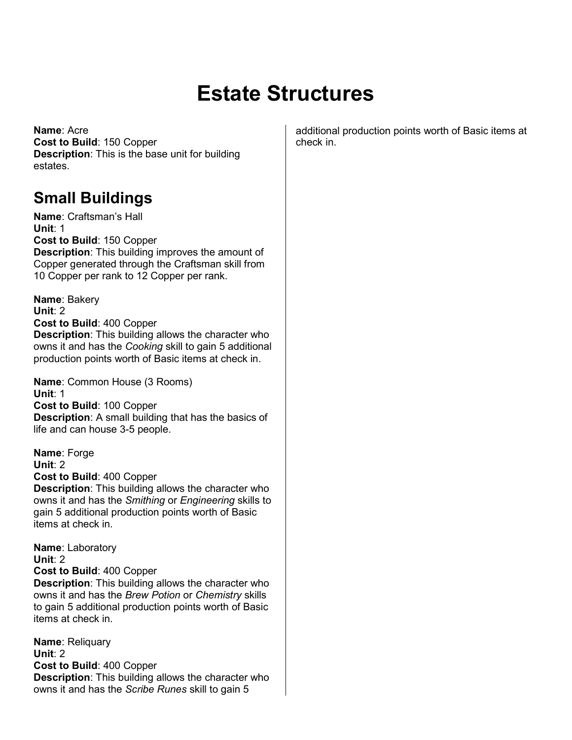# Estate Structures

**Name**: Acre
**Cost to Build**: 150 Copper
**Description**: This is the base unit for building estates.

## Small Buildings

**Name**: Craftsman's Hall
**Unit**: 1
**Cost to Build**: 150 Copper
**Description**: This building improves the amount of Copper generated through the Craftsman skill from 10 Copper per rank to 12 Copper per rank.

**Name**: Bakery
**Unit**: 2
**Cost to Build**: 400 Copper
**Description**: This building allows the character who owns it and has the *Cooking* skill to gain 5 additional production points worth of Basic items at check in.

**Name**: Common House (3 Rooms)
**Unit**: 1
**Cost to Build**: 100 Copper
**Description**: A small building that has the basics of life and can house 3-5 people.

**Name**: Forge
**Unit**: 2
**Cost to Build**: 400 Copper
**Description**: This building allows the character who owns it and has the *Smithing* or *Engineering* skills to gain 5 additional production points worth of Basic items at check in.

**Name**: Laboratory
**Unit**: 2
**Cost to Build**: 400 Copper
**Description**: This building allows the character who owns it and has the *Brew Potion* or *Chemistry* skills to gain 5 additional production points worth of Basic items at check in.

**Name**: Reliquary
**Unit**: 2
**Cost to Build**: 400 Copper
**Description**: This building allows the character who owns it and has the *Scribe Runes* skill to gain 5 additional production points worth of Basic items at check in.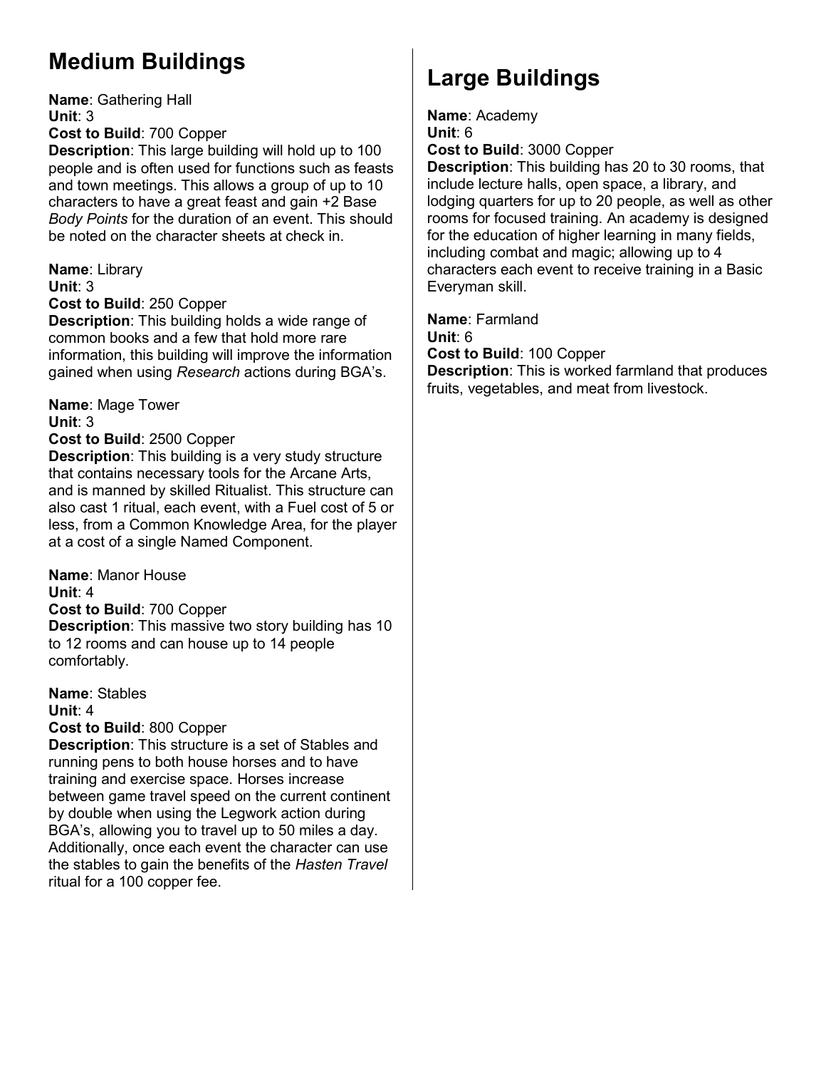## Medium Buildings

**Name**: Gathering Hall
**Unit**: 3
**Cost to Build**: 700 Copper
**Description**: This large building will hold up to 100 people and is often used for functions such as feasts and town meetings. This allows a group of up to 10 characters to have a great feast and gain +2 Base *Body Points* for the duration of an event. This should be noted on the character sheets at check in.

**Name**: Library
**Unit**: 3
**Cost to Build**: 250 Copper
**Description**: This building holds a wide range of common books and a few that hold more rare information, this building will improve the information gained when using *Research* actions during BGA's.

**Name**: Mage Tower
**Unit**: 3
**Cost to Build**: 2500 Copper
**Description**: This building is a very study structure that contains necessary tools for the Arcane Arts, and is manned by skilled Ritualist. This structure can also cast 1 ritual, each event, with a Fuel cost of 5 or less, from a Common Knowledge Area, for the player at a cost of a single Named Component.

**Name**: Manor House
**Unit**: 4
**Cost to Build**: 700 Copper
**Description**: This massive two story building has 10 to 12 rooms and can house up to 14 people comfortably.

**Name**: Stables
**Unit**: 4
**Cost to Build**: 800 Copper
**Description**: This structure is a set of Stables and running pens to both house horses and to have training and exercise space. Horses increase between game travel speed on the current continent by double when using the Legwork action during BGA's, allowing you to travel up to 50 miles a day. Additionally, once each event the character can use the stables to gain the benefits of the *Hasten Travel* ritual for a 100 copper fee.

## Large Buildings

**Name**: Academy
**Unit**: 6
**Cost to Build**: 3000 Copper
**Description**: This building has 20 to 30 rooms, that include lecture halls, open space, a library, and lodging quarters for up to 20 people, as well as other rooms for focused training. An academy is designed for the education of higher learning in many fields, including combat and magic; allowing up to 4 characters each event to receive training in a Basic Everyman skill.

**Name**: Farmland
**Unit**: 6
**Cost to Build**: 100 Copper
**Description**: This is worked farmland that produces fruits, vegetables, and meat from livestock.